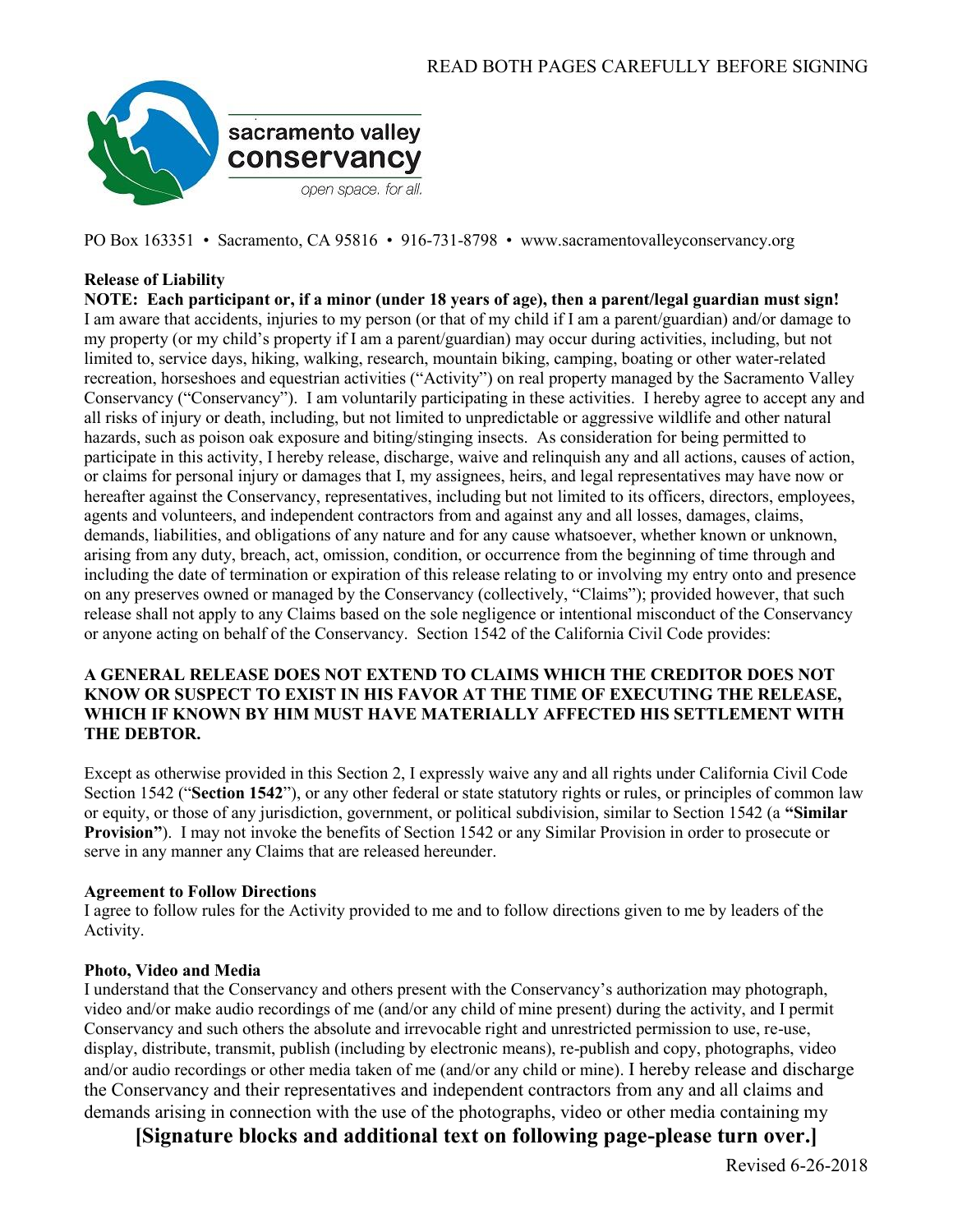READ BOTH PAGES CAREFULLY BEFORE SIGNING

sacramento valley
conservancy
*open space. for all.*

PO Box 163351 • Sacramento, CA 95816 • 916-731-8798 • www.sacramentovalleyconservancy.org

**Release of Liability**

**NOTE: Each participant or, if a minor (under 18 years of age), then a parent/legal guardian must sign!**
I am aware that accidents, injuries to my person (or that of my child if I am a parent/guardian) and/or damage to my property (or my child's property if I am a parent/guardian) may occur during activities, including, but not limited to, service days, hiking, walking, research, mountain biking, camping, boating or other water-related recreation, horseshoes and equestrian activities ("Activity") on real property managed by the Sacramento Valley Conservancy ("Conservancy"). I am voluntarily participating in these activities. I hereby agree to accept any and all risks of injury or death, including, but not limited to unpredictable or aggressive wildlife and other natural hazards, such as poison oak exposure and biting/stinging insects. As consideration for being permitted to participate in this activity, I hereby release, discharge, waive and relinquish any and all actions, causes of action, or claims for personal injury or damages that I, my assignees, heirs, and legal representatives may have now or hereafter against the Conservancy, representatives, including but not limited to its officers, directors, employees, agents and volunteers, and independent contractors from and against any and all losses, damages, claims, demands, liabilities, and obligations of any nature and for any cause whatsoever, whether known or unknown, arising from any duty, breach, act, omission, condition, or occurrence from the beginning of time through and including the date of termination or expiration of this release relating to or involving my entry onto and presence on any preserves owned or managed by the Conservancy (collectively, "Claims"); provided however, that such release shall not apply to any Claims based on the sole negligence or intentional misconduct of the Conservancy or anyone acting on behalf of the Conservancy. Section 1542 of the California Civil Code provides:

**A GENERAL RELEASE DOES NOT EXTEND TO CLAIMS WHICH THE CREDITOR DOES NOT KNOW OR SUSPECT TO EXIST IN HIS FAVOR AT THE TIME OF EXECUTING THE RELEASE, WHICH IF KNOWN BY HIM MUST HAVE MATERIALLY AFFECTED HIS SETTLEMENT WITH THE DEBTOR.**

Except as otherwise provided in this Section 2, I expressly waive any and all rights under California Civil Code Section 1542 ("**Section 1542**"), or any other federal or state statutory rights or rules, or principles of common law or equity, or those of any jurisdiction, government, or political subdivision, similar to Section 1542 (a **"Similar Provision"**). I may not invoke the benefits of Section 1542 or any Similar Provision in order to prosecute or serve in any manner any Claims that are released hereunder.

**Agreement to Follow Directions**

I agree to follow rules for the Activity provided to me and to follow directions given to me by leaders of the Activity.

**Photo, Video and Media**

I understand that the Conservancy and others present with the Conservancy's authorization may photograph, video and/or make audio recordings of me (and/or any child of mine present) during the activity, and I permit Conservancy and such others the absolute and irrevocable right and unrestricted permission to use, re-use, display, distribute, transmit, publish (including by electronic means), re-publish and copy, photographs, video and/or audio recordings or other media taken of me (and/or any child or mine). I hereby release and discharge the Conservancy and their representatives and independent contractors from any and all claims and demands arising in connection with the use of the photographs, video or other media containing my

**[Signature blocks and additional text on following page-please turn over.]**

Revised 6-26-2018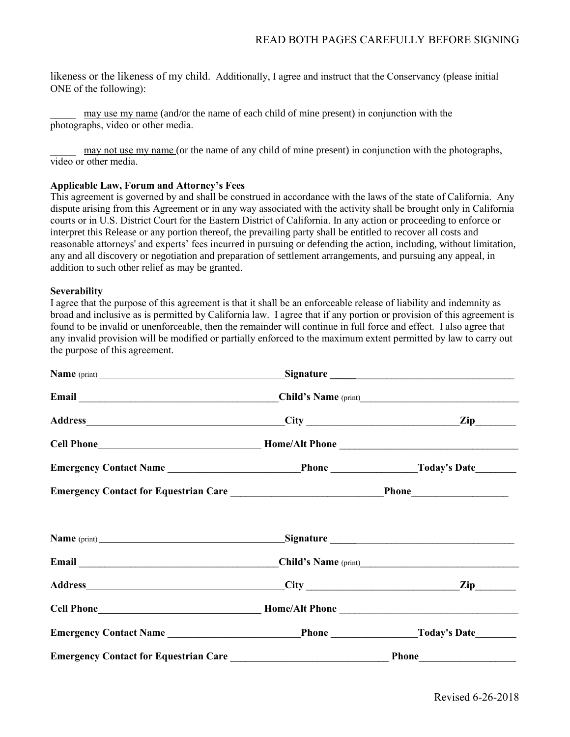likeness or the likeness of my child. Additionally, I agree and instruct that the Conservancy (please initial ONE of the following):

_____ may use my name (and/or the name of each child of mine present) in conjunction with the photographs, video or other media.

_____ may not use my name (or the name of any child of mine present) in conjunction with the photographs, video or other media.

**Applicable Law, Forum and Attorney's Fees**

This agreement is governed by and shall be construed in accordance with the laws of the state of California. Any dispute arising from this Agreement or in any way associated with the activity shall be brought only in California courts or in U.S. District Court for the Eastern District of California. In any action or proceeding to enforce or interpret this Release or any portion thereof, the prevailing party shall be entitled to recover all costs and reasonable attorneys' and experts' fees incurred in pursuing or defending the action, including, without limitation, any and all discovery or negotiation and preparation of settlement arrangements, and pursuing any appeal, in addition to such other relief as may be granted.

**Severability**

I agree that the purpose of this agreement is that it shall be an enforceable release of liability and indemnity as broad and inclusive as is permitted by California law. I agree that if any portion or provision of this agreement is found to be invalid or unenforceable, then the remainder will continue in full force and effect. I also agree that any invalid provision will be modified or partially enforced to the maximum extent permitted by law to carry out the purpose of this agreement.

**Name** (print) ______________________________ **Signature** ______________________________

**Email** ______________________________ **Child's Name** (print) ______________________________

**Address** ______________________________ **City** ______________________ **Zip** ________

**Cell Phone** ______________________________ **Home/Alt Phone** ______________________________

**Emergency Contact Name** ______________________ **Phone** ________________ **Today's Date** ________

**Emergency Contact for Equestrian Care** ______________________________ **Phone** ________________

**Name** (print) ______________________________ **Signature** ______________________________

**Email** ______________________________ **Child's Name** (print) ______________________________

**Address** ______________________________ **City** ______________________ **Zip** ________

**Cell Phone** ______________________________ **Home/Alt Phone** ______________________________

**Emergency Contact Name** ______________________ **Phone** ________________ **Today's Date** ________

**Emergency Contact for Equestrian Care** ______________________________ **Phone** ________________

Revised 6-26-2018